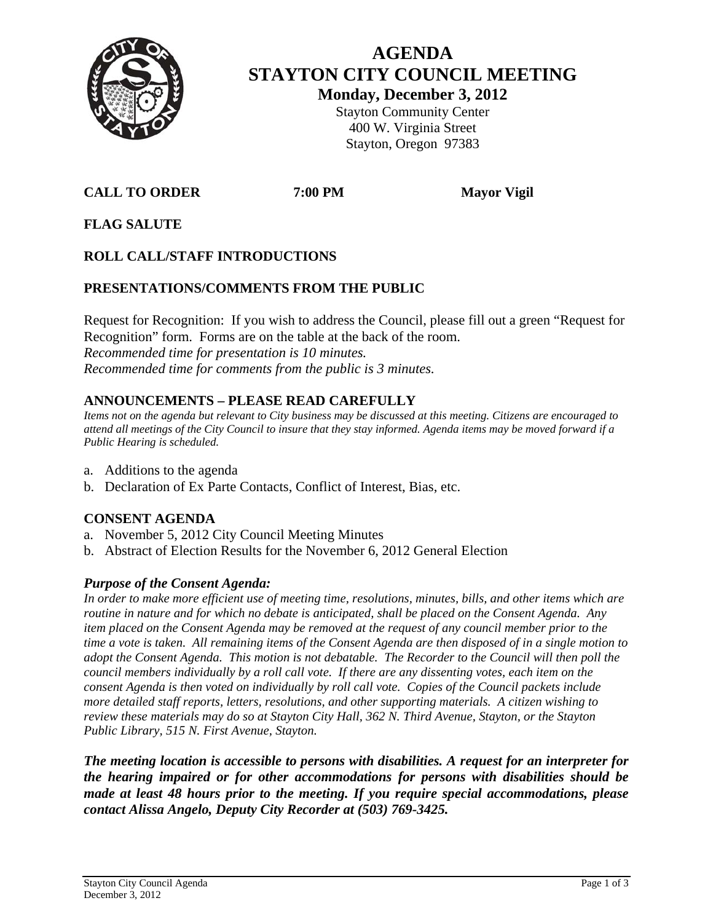# AGENDA
# STAYTON CITY COUNCIL MEETING

**Monday, December 3, 2012**

Stayton Community Center
400 W. Virginia Street
Stayton, Oregon 97383

**CALL TO ORDER** **7:00 PM** **Mayor Vigil**

**FLAG SALUTE**

**ROLL CALL/STAFF INTRODUCTIONS**

**PRESENTATIONS/COMMENTS FROM THE PUBLIC**

Request for Recognition: If you wish to address the Council, please fill out a green "Request for Recognition" form. Forms are on the table at the back of the room.
*Recommended time for presentation is 10 minutes.*
*Recommended time for comments from the public is 3 minutes.*

## ANNOUNCEMENTS – PLEASE READ CAREFULLY

*Items not on the agenda but relevant to City business may be discussed at this meeting. Citizens are encouraged to attend all meetings of the City Council to insure that they stay informed. Agenda items may be moved forward if a Public Hearing is scheduled.*

a. Additions to the agenda
b. Declaration of Ex Parte Contacts, Conflict of Interest, Bias, etc.

## CONSENT AGENDA

a. November 5, 2012 City Council Meeting Minutes
b. Abstract of Election Results for the November 6, 2012 General Election

### *Purpose of the Consent Agenda:*

*In order to make more efficient use of meeting time, resolutions, minutes, bills, and other items which are routine in nature and for which no debate is anticipated, shall be placed on the Consent Agenda. Any item placed on the Consent Agenda may be removed at the request of any council member prior to the time a vote is taken. All remaining items of the Consent Agenda are then disposed of in a single motion to adopt the Consent Agenda. This motion is not debatable. The Recorder to the Council will then poll the council members individually by a roll call vote. If there are any dissenting votes, each item on the consent Agenda is then voted on individually by roll call vote. Copies of the Council packets include more detailed staff reports, letters, resolutions, and other supporting materials. A citizen wishing to review these materials may do so at Stayton City Hall, 362 N. Third Avenue, Stayton, or the Stayton Public Library, 515 N. First Avenue, Stayton.*

***The meeting location is accessible to persons with disabilities. A request for an interpreter for the hearing impaired or for other accommodations for persons with disabilities should be made at least 48 hours prior to the meeting. If you require special accommodations, please contact Alissa Angelo, Deputy City Recorder at (503) 769-3425.***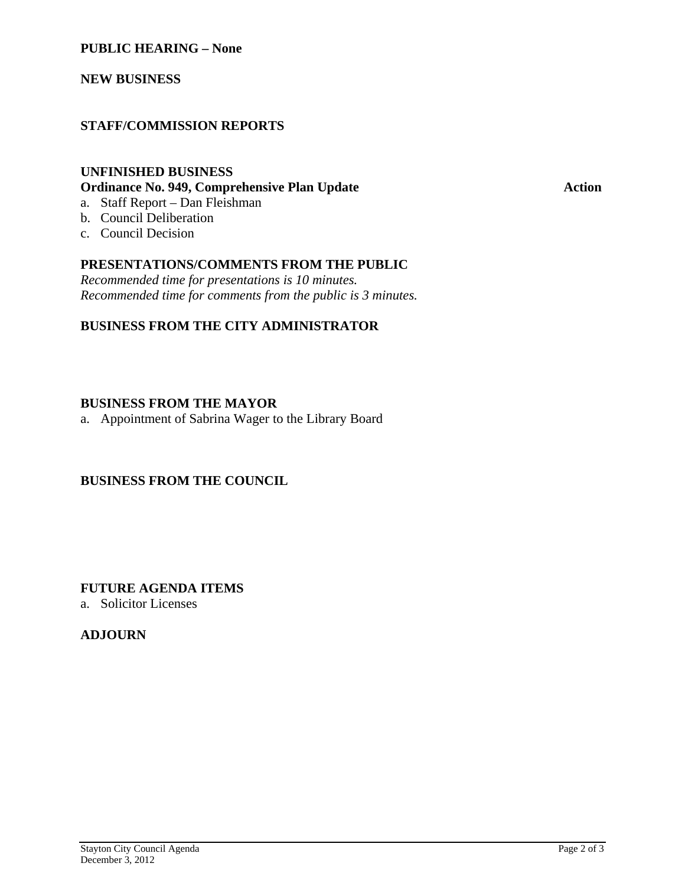**PUBLIC HEARING – None**

**NEW BUSINESS**

**STAFF/COMMISSION REPORTS**

**UNFINISHED BUSINESS**

**Ordinance No. 949, Comprehensive Plan Update** **Action**

a. Staff Report – Dan Fleishman
b. Council Deliberation
c. Council Decision

**PRESENTATIONS/COMMENTS FROM THE PUBLIC**

*Recommended time for presentations is 10 minutes.*
*Recommended time for comments from the public is 3 minutes.*

**BUSINESS FROM THE CITY ADMINISTRATOR**

**BUSINESS FROM THE MAYOR**

a. Appointment of Sabrina Wager to the Library Board

**BUSINESS FROM THE COUNCIL**

**FUTURE AGENDA ITEMS**

a. Solicitor Licenses

**ADJOURN**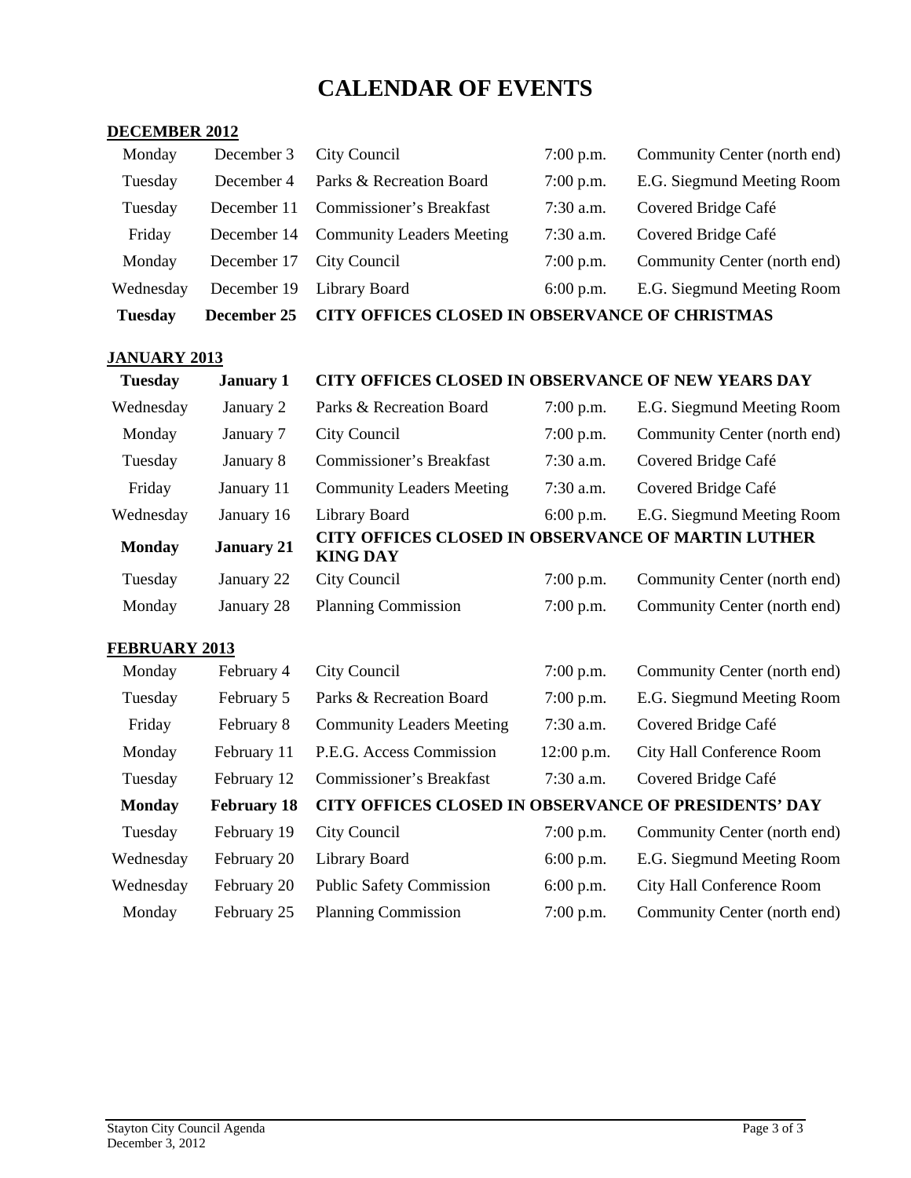# CALENDAR OF EVENTS

**DECEMBER 2012**

| | | | | |
|---|---|---|---|---|
| Monday | December 3 | City Council | 7:00 p.m. | Community Center (north end) |
| Tuesday | December 4 | Parks & Recreation Board | 7:00 p.m. | E.G. Siegmund Meeting Room |
| Tuesday | December 11 | Commissioner's Breakfast | 7:30 a.m. | Covered Bridge Café |
| Friday | December 14 | Community Leaders Meeting | 7:30 a.m. | Covered Bridge Café |
| Monday | December 17 | City Council | 7:00 p.m. | Community Center (north end) |
| Wednesday | December 19 | Library Board | 6:00 p.m. | E.G. Siegmund Meeting Room |
| **Tuesday** | **December 25** | **CITY OFFICES CLOSED IN OBSERVANCE OF CHRISTMAS** | | |

**JANUARY 2013**

| | | | | |
|---|---|---|---|---|
| **Tuesday** | **January 1** | **CITY OFFICES CLOSED IN OBSERVANCE OF NEW YEARS DAY** | | |
| Wednesday | January 2 | Parks & Recreation Board | 7:00 p.m. | E.G. Siegmund Meeting Room |
| Monday | January 7 | City Council | 7:00 p.m. | Community Center (north end) |
| Tuesday | January 8 | Commissioner's Breakfast | 7:30 a.m. | Covered Bridge Café |
| Friday | January 11 | Community Leaders Meeting | 7:30 a.m. | Covered Bridge Café |
| Wednesday | January 16 | Library Board | 6:00 p.m. | E.G. Siegmund Meeting Room |
| **Monday** | **January 21** | **CITY OFFICES CLOSED IN OBSERVANCE OF MARTIN LUTHER KING DAY** | | |
| Tuesday | January 22 | City Council | 7:00 p.m. | Community Center (north end) |
| Monday | January 28 | Planning Commission | 7:00 p.m. | Community Center (north end) |

**FEBRUARY 2013**

| | | | | |
|---|---|---|---|---|
| Monday | February 4 | City Council | 7:00 p.m. | Community Center (north end) |
| Tuesday | February 5 | Parks & Recreation Board | 7:00 p.m. | E.G. Siegmund Meeting Room |
| Friday | February 8 | Community Leaders Meeting | 7:30 a.m. | Covered Bridge Café |
| Monday | February 11 | P.E.G. Access Commission | 12:00 p.m. | City Hall Conference Room |
| Tuesday | February 12 | Commissioner's Breakfast | 7:30 a.m. | Covered Bridge Café |
| **Monday** | **February 18** | **CITY OFFICES CLOSED IN OBSERVANCE OF PRESIDENTS' DAY** | | |
| Tuesday | February 19 | City Council | 7:00 p.m. | Community Center (north end) |
| Wednesday | February 20 | Library Board | 6:00 p.m. | E.G. Siegmund Meeting Room |
| Wednesday | February 20 | Public Safety Commission | 6:00 p.m. | City Hall Conference Room |
| Monday | February 25 | Planning Commission | 7:00 p.m. | Community Center (north end) |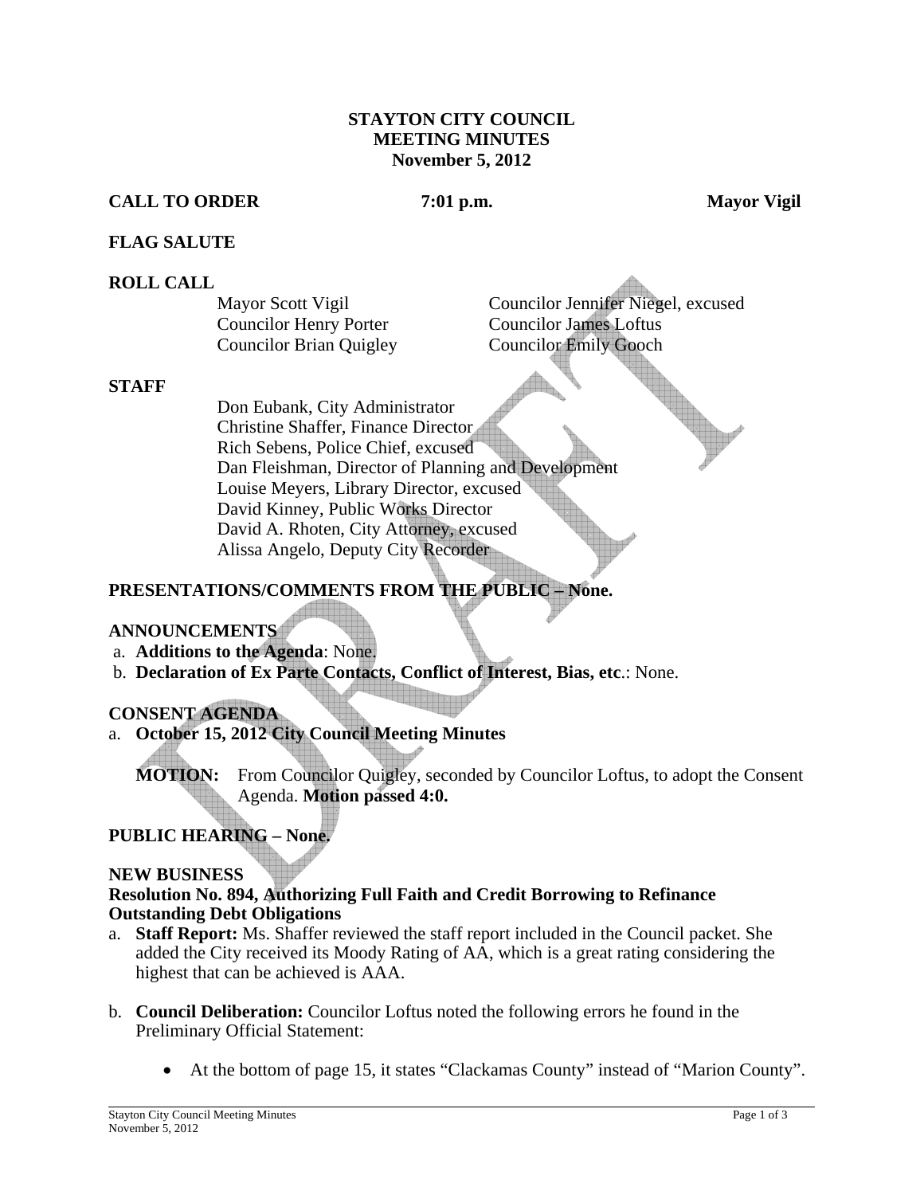# STAYTON CITY COUNCIL
## MEETING MINUTES
### November 5, 2012

**CALL TO ORDER** **7:01 p.m.** **Mayor Vigil**

**FLAG SALUTE**

**ROLL CALL**

Mayor Scott Vigil
Councilor Henry Porter
Councilor Brian Quigley
Councilor Jennifer Niegel, excused
Councilor James Loftus
Councilor Emily Gooch

**STAFF**

Don Eubank, City Administrator
Christine Shaffer, Finance Director
Rich Sebens, Police Chief, excused
Dan Fleishman, Director of Planning and Development
Louise Meyers, Library Director, excused
David Kinney, Public Works Director
David A. Rhoten, City Attorney, excused
Alissa Angelo, Deputy City Recorder

**PRESENTATIONS/COMMENTS FROM THE PUBLIC – None.**

**ANNOUNCEMENTS**

a. **Additions to the Agenda**: None.
b. **Declaration of Ex Parte Contacts, Conflict of Interest, Bias, etc**.: None.

**CONSENT AGENDA**

a. **October 15, 2012 City Council Meeting Minutes**

**MOTION:** From Councilor Quigley, seconded by Councilor Loftus, to adopt the Consent Agenda. **Motion passed 4:0.**

**PUBLIC HEARING – None.**

**NEW BUSINESS**

**Resolution No. 894, Authorizing Full Faith and Credit Borrowing to Refinance Outstanding Debt Obligations**

a. **Staff Report:** Ms. Shaffer reviewed the staff report included in the Council packet. She added the City received its Moody Rating of AA, which is a great rating considering the highest that can be achieved is AAA.

b. **Council Deliberation:** Councilor Loftus noted the following errors he found in the Preliminary Official Statement:

- At the bottom of page 15, it states "Clackamas County" instead of "Marion County".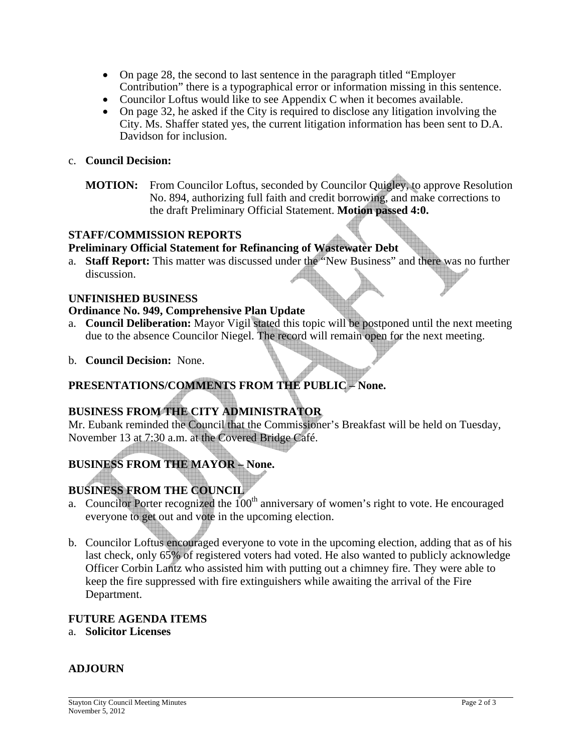- On page 28, the second to last sentence in the paragraph titled "Employer Contribution" there is a typographical error or information missing in this sentence.
- Councilor Loftus would like to see Appendix C when it becomes available.
- On page 32, he asked if the City is required to disclose any litigation involving the City. Ms. Shaffer stated yes, the current litigation information has been sent to D.A. Davidson for inclusion.

c. **Council Decision:**

**MOTION:** From Councilor Loftus, seconded by Councilor Quigley, to approve Resolution No. 894, authorizing full faith and credit borrowing, and make corrections to the draft Preliminary Official Statement. **Motion passed 4:0.**

**STAFF/COMMISSION REPORTS**

**Preliminary Official Statement for Refinancing of Wastewater Debt**

a. **Staff Report:** This matter was discussed under the "New Business" and there was no further discussion.

**UNFINISHED BUSINESS**

**Ordinance No. 949, Comprehensive Plan Update**

a. **Council Deliberation:** Mayor Vigil stated this topic will be postponed until the next meeting due to the absence Councilor Niegel. The record will remain open for the next meeting.

b. **Council Decision:** None.

**PRESENTATIONS/COMMENTS FROM THE PUBLIC – None.**

**BUSINESS FROM THE CITY ADMINISTRATOR**

Mr. Eubank reminded the Council that the Commissioner's Breakfast will be held on Tuesday, November 13 at 7:30 a.m. at the Covered Bridge Café.

**BUSINESS FROM THE MAYOR – None.**

**BUSINESS FROM THE COUNCIL**

a. Councilor Porter recognized the 100th anniversary of women's right to vote. He encouraged everyone to get out and vote in the upcoming election.

b. Councilor Loftus encouraged everyone to vote in the upcoming election, adding that as of his last check, only 65% of registered voters had voted. He also wanted to publicly acknowledge Officer Corbin Lantz who assisted him with putting out a chimney fire. They were able to keep the fire suppressed with fire extinguishers while awaiting the arrival of the Fire Department.

**FUTURE AGENDA ITEMS**

a. **Solicitor Licenses**

**ADJOURN**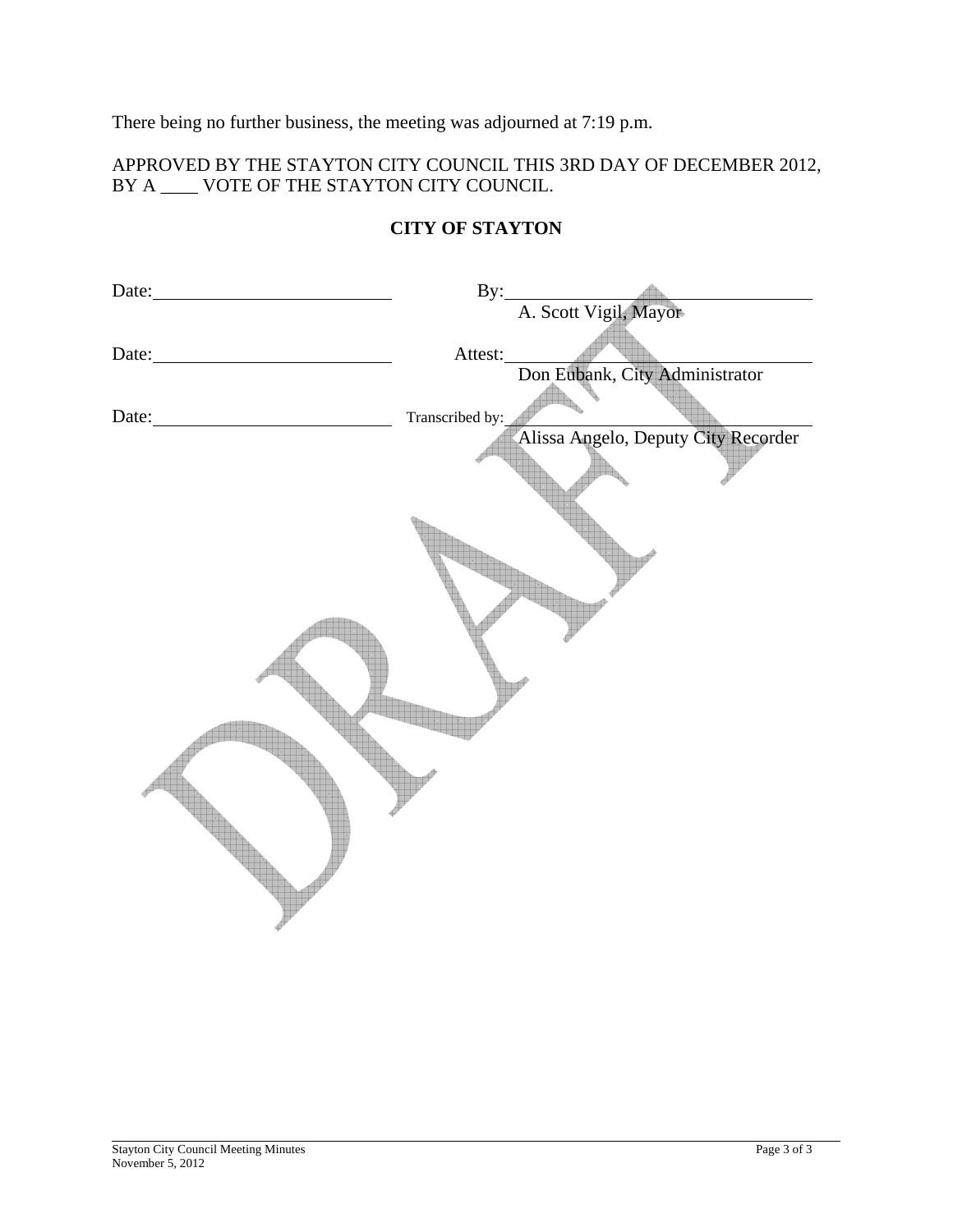There being no further business, the meeting was adjourned at 7:19 p.m.

APPROVED BY THE STAYTON CITY COUNCIL THIS 3RD DAY OF DECEMBER 2012, BY A ____ VOTE OF THE STAYTON CITY COUNCIL.

**CITY OF STAYTON**

Date:__________________________ By:__________________________
A. Scott Vigil, Mayor

Date:__________________________ Attest:__________________________
Don Eubank, City Administrator

Date:__________________________ Transcribed by:__________________________
Alissa Angelo, Deputy City Recorder

DRAFT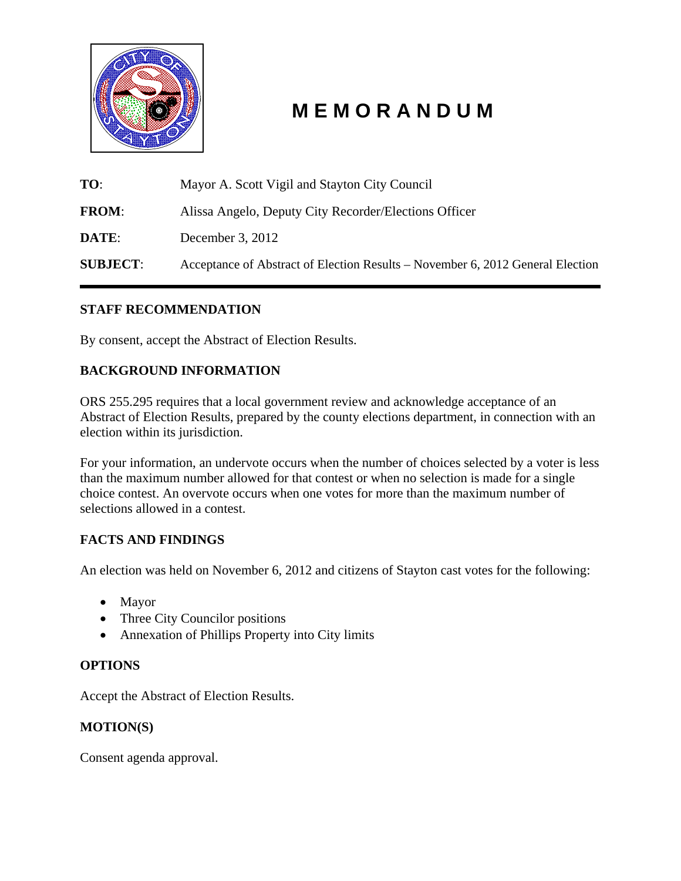# MEMORANDUM

**TO**: Mayor A. Scott Vigil and Stayton City Council

**FROM**: Alissa Angelo, Deputy City Recorder/Elections Officer

**DATE**: December 3, 2012

**SUBJECT**: Acceptance of Abstract of Election Results – November 6, 2012 General Election

---

## STAFF RECOMMENDATION

By consent, accept the Abstract of Election Results.

## BACKGROUND INFORMATION

ORS 255.295 requires that a local government review and acknowledge acceptance of an Abstract of Election Results, prepared by the county elections department, in connection with an election within its jurisdiction.

For your information, an undervote occurs when the number of choices selected by a voter is less than the maximum number allowed for that contest or when no selection is made for a single choice contest. An overvote occurs when one votes for more than the maximum number of selections allowed in a contest.

## FACTS AND FINDINGS

An election was held on November 6, 2012 and citizens of Stayton cast votes for the following:

- Mayor
- Three City Councilor positions
- Annexation of Phillips Property into City limits

## OPTIONS

Accept the Abstract of Election Results.

## MOTION(S)

Consent agenda approval.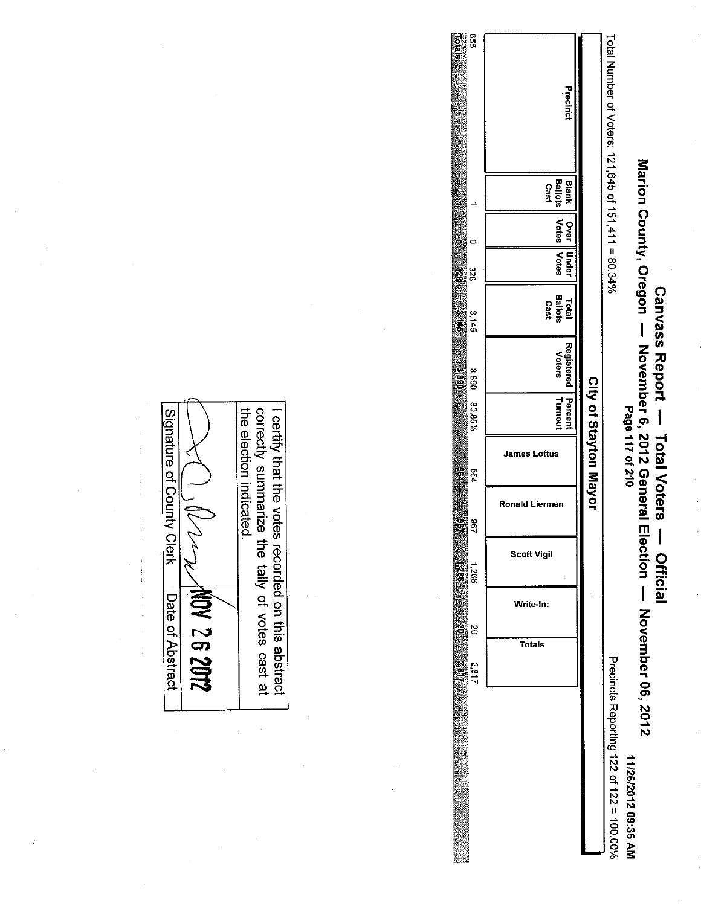# Canvass Report — Total Voters — Official

## Marion County, Oregon — November 6, 2012 General Election — November 06, 2012

11/26/2012 09:35 AM

Total Number of Voters: 121,645 of 151,411 = 80.34%

Precincts Reporting 122 of 122 = 100.00%

### City of Stayton Mayor

| Precinct | Blank Ballots Cast | Over Votes | Under Votes | Total Ballots Cast | Registered Voters | Percent Turnout | James Loftus | Ronald Lierman | Scott Vigil | Write-In: | Totals |
|---|---|---|---|---|---|---|---|---|---|---|---|
| 655 | 1 | 0 | 328 | 3,145 | 3,890 | 80.85% | 564 | 967 | 1,266 | 20 | 2,817 |
| Totals | 1 | 0 | 328 | 3,145 | 3,890 | | 564 | 967 | 1,266 | 20 | 2,817 |

I certify that the votes recorded on this abstract correctly summarize the tally of votes cast at the election indicated.

| Signature of County Clerk | Date of Abstract |
|---|---|
| [signature] | NOV 26 2012 |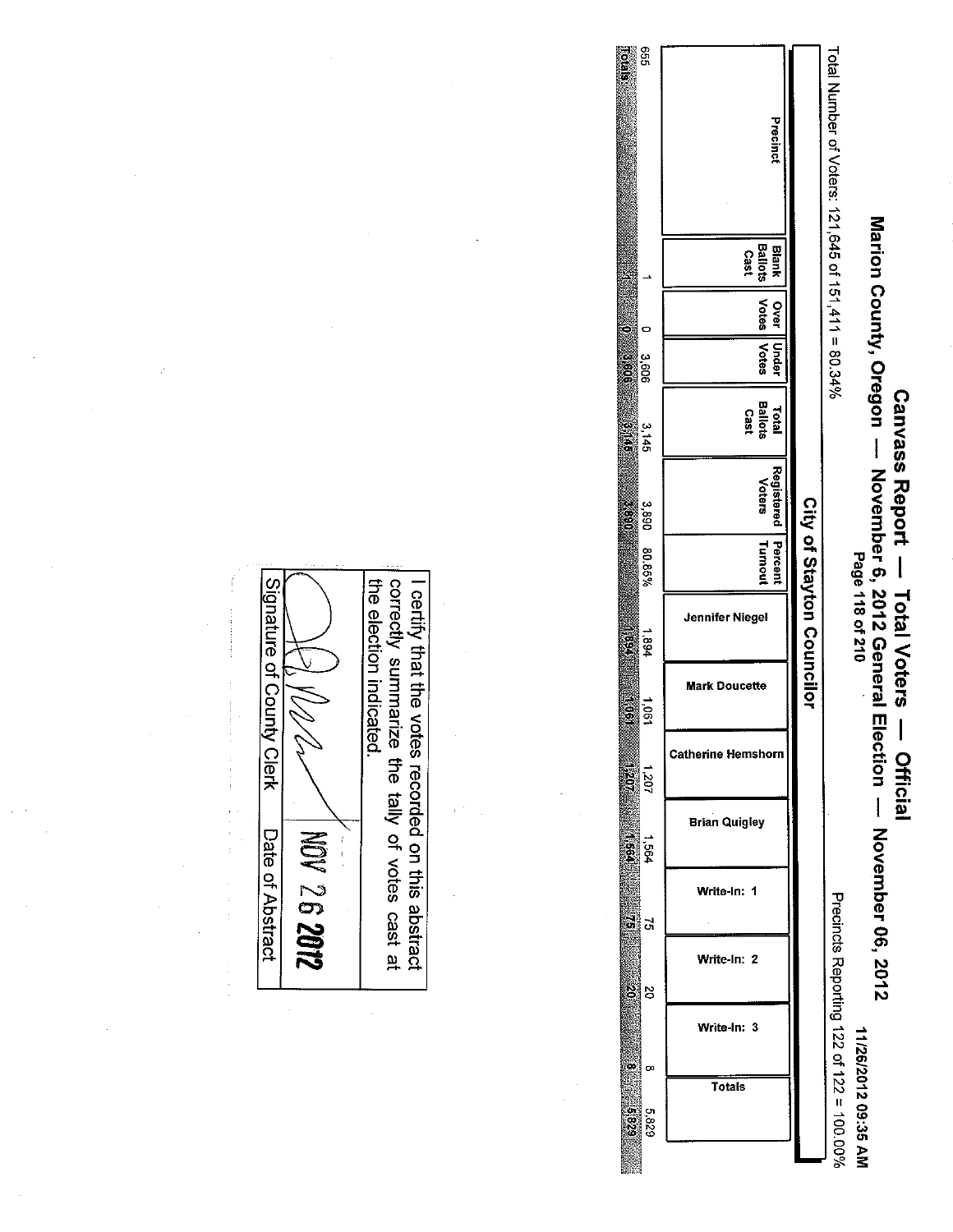# Canvass Report — Total Voters — Official

## Marion County, Oregon — November 6, 2012 General Election — November 06, 2012

11/26/2012 09:35 AM

Total Number of Voters: 121,645 of 151,411 = 80.34%

Precincts Reporting 122 of 122 = 100.00%

### City of Stayton Councilor

| Precinct | Blank Ballots Cast | Over Votes | Under Votes | Total Ballots Cast | Registered Voters | Percent Turnout | Jennifer Niegel | Mark Doucette | Catherine Hemshorn | Brian Quigley | Write-In: 1 | Write-In: 2 | Write-In: 3 | Totals |
|---|---|---|---|---|---|---|---|---|---|---|---|---|---|---|
| 655 | 1 | 0 | 3,606 | 3,145 | 3,890 | 80.85% | 1,894 | 1,061 | 1,207 | 1,564 | 75 | 20 | 8 | 5,829 |
| Totals | 1 | 0 | 3,606 | 3,145 | 3,890 | | 1,894 | 1,061 | 1,207 | 1,564 | 75 | 20 | 8 | 5,829 |

I certify that the votes recorded on this abstract correctly summarize the tally of votes cast at the election indicated.

| Signature of County Clerk | Date of Abstract |
|---|---|
| [signature] | NOV 26 2012 |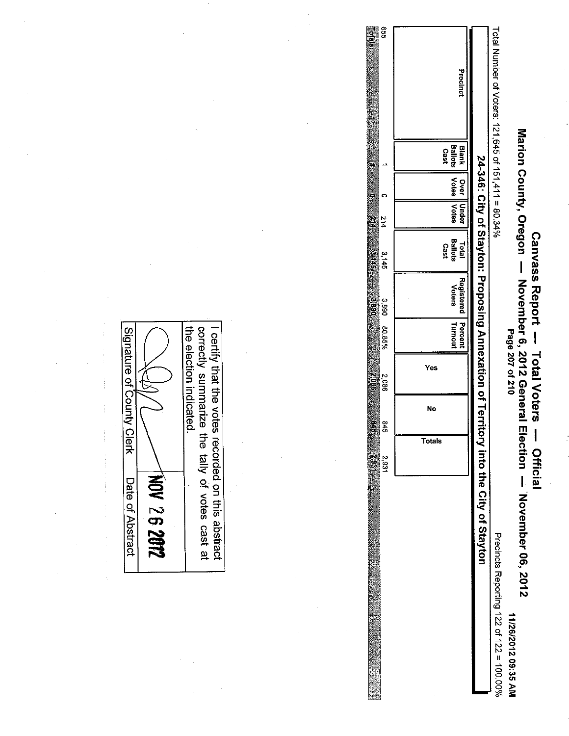# Canvass Report — Total Voters — Official

## Marion County, Oregon — November 6, 2012 General Election — November 06, 2012

11/26/2012 09:35 AM

Total Number of Voters: 121,645 of 151,411 = 80.34%

Precincts Reporting 122 of 122 = 100.00%

### 24-346: City of Stayton: Proposing Annexation of Territory into the City of Stayton

| Precinct | Blank Ballots Cast | Over Votes | Under Votes | Total Ballots Cast | Registered Voters | Percent Turnout | Yes | No | Totals |
|---|---|---|---|---|---|---|---|---|---|
| 655 | 1 | 0 | 214 | 3,145 | 3,890 | 80.85% | 2,086 | 845 | 2,931 |
| Totals | 1 | 0 | 214 | 3,145 | 3,890 | | 2,086 | 845 | 2,931 |

I certify that the votes recorded on this abstract correctly summarize the tally of votes cast at the election indicated.

NOV 26 2012

Signature of County Clerk Date of Abstract